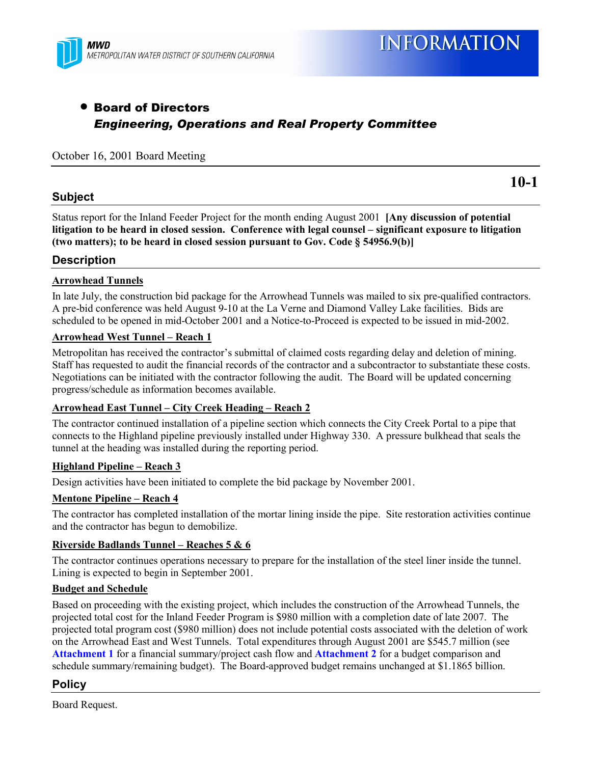MWD
METROPOLITAN WATER DISTRICT OF SOUTHERN CALIFORNIA

# INFORMATION

- **Board of Directors**
  ***Engineering, Operations and Real Property Committee***

October 16, 2001 Board Meeting

**10-1**

## Subject

Status report for the Inland Feeder Project for the month ending August 2001 **[Any discussion of potential litigation to be heard in closed session. Conference with legal counsel – significant exposure to litigation (two matters); to be heard in closed session pursuant to Gov. Code § 54956.9(b)]**

## Description

**Arrowhead Tunnels**

In late July, the construction bid package for the Arrowhead Tunnels was mailed to six pre-qualified contractors. A pre-bid conference was held August 9-10 at the La Verne and Diamond Valley Lake facilities. Bids are scheduled to be opened in mid-October 2001 and a Notice-to-Proceed is expected to be issued in mid-2002.

**Arrowhead West Tunnel – Reach 1**

Metropolitan has received the contractor's submittal of claimed costs regarding delay and deletion of mining. Staff has requested to audit the financial records of the contractor and a subcontractor to substantiate these costs. Negotiations can be initiated with the contractor following the audit. The Board will be updated concerning progress/schedule as information becomes available.

**Arrowhead East Tunnel – City Creek Heading – Reach 2**

The contractor continued installation of a pipeline section which connects the City Creek Portal to a pipe that connects to the Highland pipeline previously installed under Highway 330. A pressure bulkhead that seals the tunnel at the heading was installed during the reporting period.

**Highland Pipeline – Reach 3**

Design activities have been initiated to complete the bid package by November 2001.

**Mentone Pipeline – Reach 4**

The contractor has completed installation of the mortar lining inside the pipe. Site restoration activities continue and the contractor has begun to demobilize.

**Riverside Badlands Tunnel – Reaches 5 & 6**

The contractor continues operations necessary to prepare for the installation of the steel liner inside the tunnel. Lining is expected to begin in September 2001.

**Budget and Schedule**

Based on proceeding with the existing project, which includes the construction of the Arrowhead Tunnels, the projected total cost for the Inland Feeder Program is $980 million with a completion date of late 2007. The projected total program cost ($980 million) does not include potential costs associated with the deletion of work on the Arrowhead East and West Tunnels. Total expenditures through August 2001 are $545.7 million (see **Attachment 1** for a financial summary/project cash flow and **Attachment 2** for a budget comparison and schedule summary/remaining budget). The Board-approved budget remains unchanged at $1.1865 billion.

## Policy

Board Request.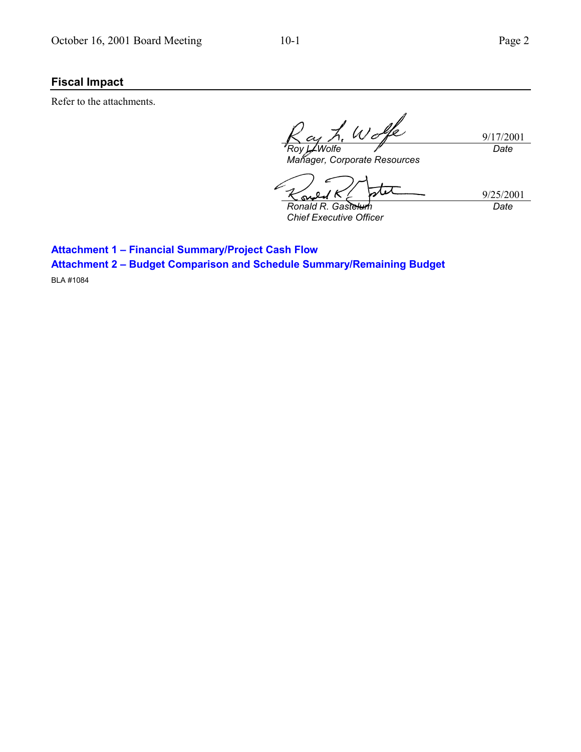## Fiscal Impact

Refer to the attachments.

| | |
|---|---|
| *Roy L. Wolfe* | 9/17/2001 |
| *Manager, Corporate Resources* | *Date* |

| | |
|---|---|
| *Ronald R. Gastelum* | 9/25/2001 |
| *Chief Executive Officer* | *Date* |

**Attachment 1 – Financial Summary/Project Cash Flow**

**Attachment 2 – Budget Comparison and Schedule Summary/Remaining Budget**

BLA #1084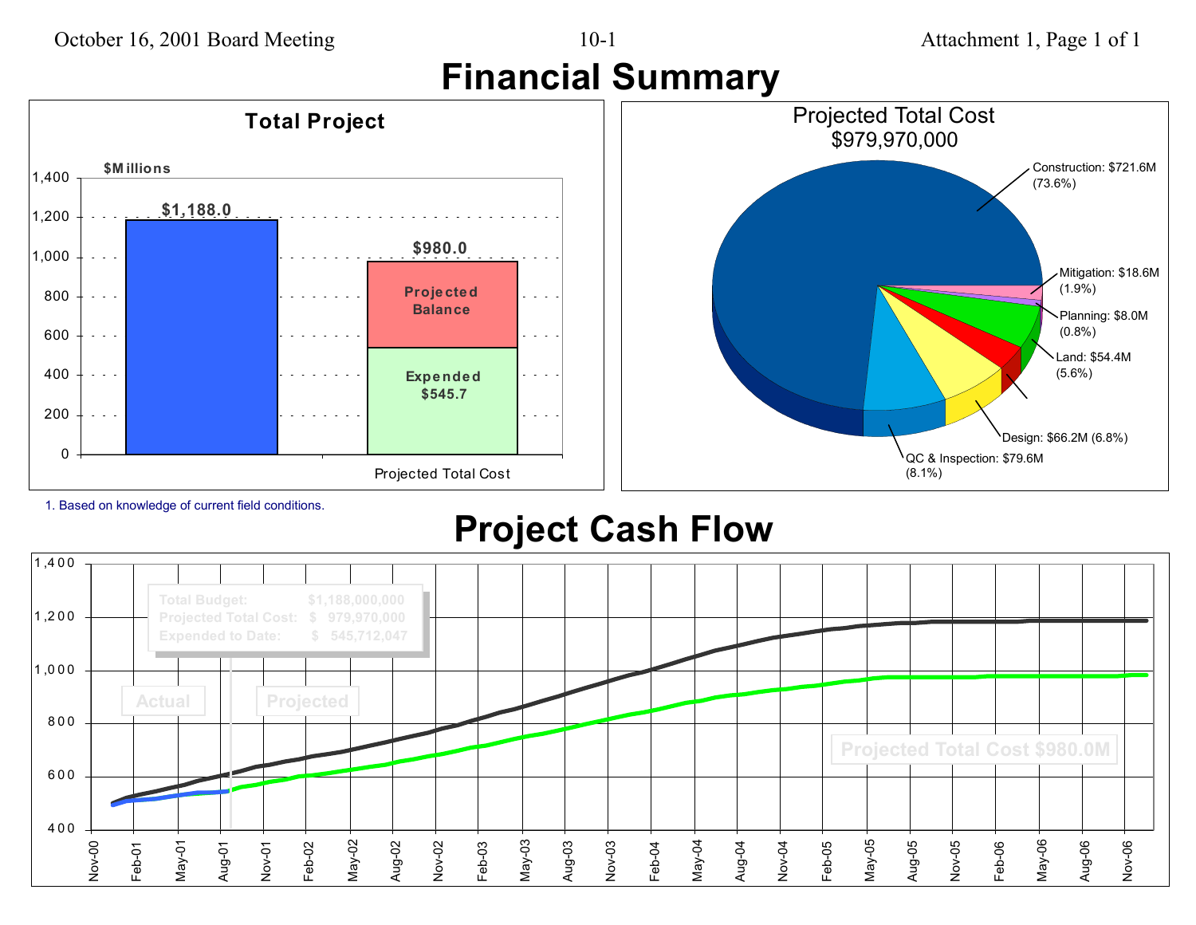# Financial Summary

## Total Project

$Millions

| | Total Budget | Projected Total Cost |
|---|---|---|
| Total | $1,188.0 | $980.0 |
| Projected Balance | | |
| Expended | | $545.7 |

1. Based on knowledge of current field conditions.

## Projected Total Cost $979,970,000

- Construction: $721.6M (73.6%)
- Mitigation: $18.6M (1.9%)
- Planning: $8.0M (0.8%)
- Land: $54.4M (5.6%)
- Design: $66.2M (6.8%)
- QC & Inspection: $79.6M (8.1%)

# Project Cash Flow

| | |
|---|---|
| Total Budget: | $1,188,000,000 |
| Projected Total Cost: | $ 979,970,000 |
| Expended to Date: | $ 545,712,047 |

Actual

Projected

Projected Total Cost $980.0M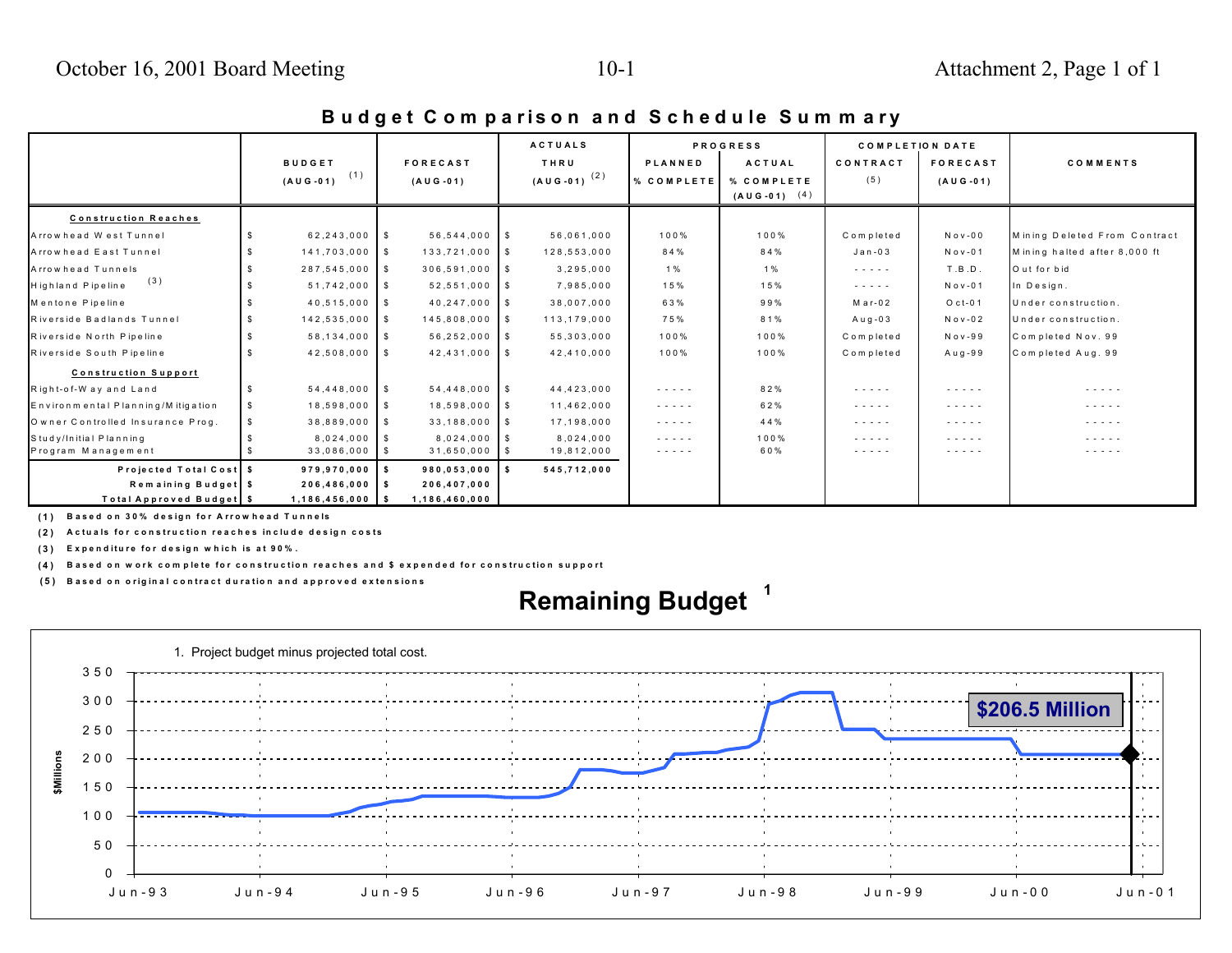## Budget Comparison and Schedule Summary

| | BUDGET (AUG-01) (1) | FORECAST (AUG-01) | ACTUALS THRU (AUG-01) (2) | PROGRESS | | COMPLETION DATE | | COMMENTS |
|---|---|---|---|---|---|---|---|---|
| | | | | PLANNED % COMPLETE | ACTUAL % COMPLETE (AUG-01) (4) | CONTRACT (5) | FORECAST (AUG-01) | |
| **Construction Reaches** | | | | | | | | |
| Arrowhead West Tunnel | $ 62,243,000 | $ 56,544,000 | $ 56,061,000 | 100% | 100% | Completed | Nov-00 | Mining Deleted From Contract |
| Arrowhead East Tunnel | $ 141,703,000 | $ 133,721,000 | $ 128,553,000 | 84% | 84% | Jan-03 | Nov-01 | Mining halted after 8,000 ft |
| Arrowhead Tunnels | $ 287,545,000 | $ 306,591,000 | $ 3,295,000 | 1% | 1% | ----- | T.B.D. | Out for bid |
| Highland Pipeline (3) | $ 51,742,000 | $ 52,551,000 | $ 7,985,000 | 15% | 15% | ----- | Nov-01 | In Design. |
| Mentone Pipeline | $ 40,515,000 | $ 40,247,000 | $ 38,007,000 | 63% | 99% | Mar-02 | Oct-01 | Under construction. |
| Riverside Badlands Tunnel | $ 142,535,000 | $ 145,808,000 | $ 113,179,000 | 75% | 81% | Aug-03 | Nov-02 | Under construction. |
| Riverside North Pipeline | $ 58,134,000 | $ 56,252,000 | $ 55,303,000 | 100% | 100% | Completed | Nov-99 | Completed Nov. 99 |
| Riverside South Pipeline | $ 42,508,000 | $ 42,431,000 | $ 42,410,000 | 100% | 100% | Completed | Aug-99 | Completed Aug. 99 |
| **Construction Support** | | | | | | | | |
| Right-of-Way and Land | $ 54,448,000 | $ 54,448,000 | $ 44,423,000 | ----- | 82% | ----- | ----- | ----- |
| Environmental Planning/Mitigation | $ 18,598,000 | $ 18,598,000 | $ 11,462,000 | ----- | 62% | ----- | ----- | ----- |
| Owner Controlled Insurance Prog. | $ 38,889,000 | $ 33,188,000 | $ 17,198,000 | ----- | 44% | ----- | ----- | ----- |
| Study/Initial Planning | $ 8,024,000 | $ 8,024,000 | $ 8,024,000 | ----- | 100% | ----- | ----- | ----- |
| Program Management | $ 33,086,000 | $ 31,650,000 | $ 19,812,000 | ----- | 60% | ----- | ----- | ----- |
| **Projected Total Cost** | **$ 979,970,000** | **$ 980,053,000** | **$ 545,712,000** | | | | | |
| **Remaining Budget** | **$ 206,486,000** | **$ 206,407,000** | | | | | | |
| **Total Approved Budget** | **$ 1,186,456,000** | **$ 1,186,460,000** | | | | | | |

(1) Based on 30% design for Arrowhead Tunnels

(2) Actuals for construction reaches include design costs

(3) Expenditure for design which is at 90%.

(4) Based on work complete for construction reaches and $ expended for construction support

(5) Based on original contract duration and approved extensions

## Remaining Budget [1]

1. Project budget minus projected total cost.

$206.5 Million

$Millions

350
300
250
200
150
100
50
0

Jun-93 Jun-94 Jun-95 Jun-96 Jun-97 Jun-98 Jun-99 Jun-00 Jun-01